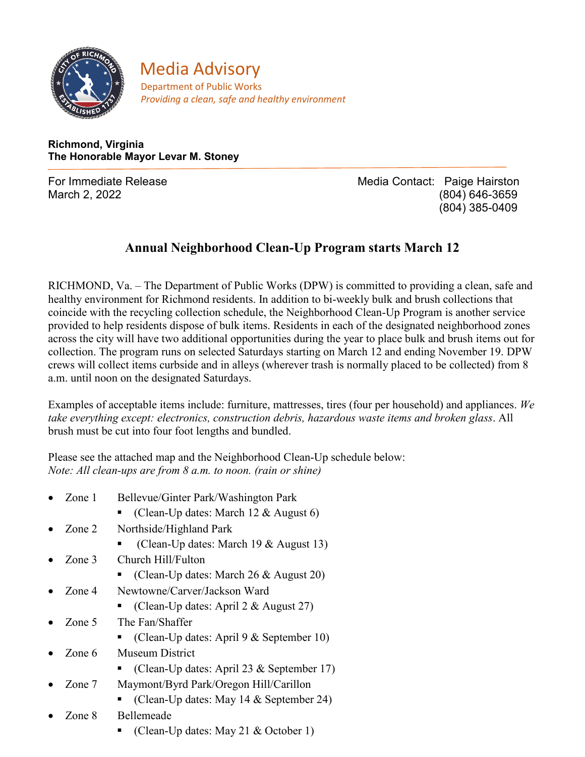# Media Advisory

Department of Public Works

*Providing a clean, safe and healthy environment*

**Richmond, Virginia**
**The Honorable Mayor Levar M. Stoney**

For Immediate Release
March 2, 2022

Media Contact: Paige Hairston
(804) 646-3659
(804) 385-0409

## Annual Neighborhood Clean-Up Program starts March 12

RICHMOND, Va. – The Department of Public Works (DPW) is committed to providing a clean, safe and healthy environment for Richmond residents. In addition to bi-weekly bulk and brush collections that coincide with the recycling collection schedule, the Neighborhood Clean-Up Program is another service provided to help residents dispose of bulk items. Residents in each of the designated neighborhood zones across the city will have two additional opportunities during the year to place bulk and brush items out for collection. The program runs on selected Saturdays starting on March 12 and ending November 19. DPW crews will collect items curbside and in alleys (wherever trash is normally placed to be collected) from 8 a.m. until noon on the designated Saturdays.

Examples of acceptable items include: furniture, mattresses, tires (four per household) and appliances. *We take everything except: electronics, construction debris, hazardous waste items and broken glass*. All brush must be cut into four foot lengths and bundled.

Please see the attached map and the Neighborhood Clean-Up schedule below:
*Note: All clean-ups are from 8 a.m. to noon. (rain or shine)*

- Zone 1 Bellevue/Ginter Park/Washington Park
  - (Clean-Up dates: March 12 & August 6)
- Zone 2 Northside/Highland Park
  - (Clean-Up dates: March 19 & August 13)
- Zone 3 Church Hill/Fulton
  - (Clean-Up dates: March 26 & August 20)
- Zone 4 Newtowne/Carver/Jackson Ward
  - (Clean-Up dates: April 2 & August 27)
- Zone 5 The Fan/Shaffer
  - (Clean-Up dates: April 9 & September 10)
- Zone 6 Museum District
  - (Clean-Up dates: April 23 & September 17)
- Zone 7 Maymont/Byrd Park/Oregon Hill/Carillon
  - (Clean-Up dates: May 14 & September 24)
- Zone 8 Bellemeade
  - (Clean-Up dates: May 21 & October 1)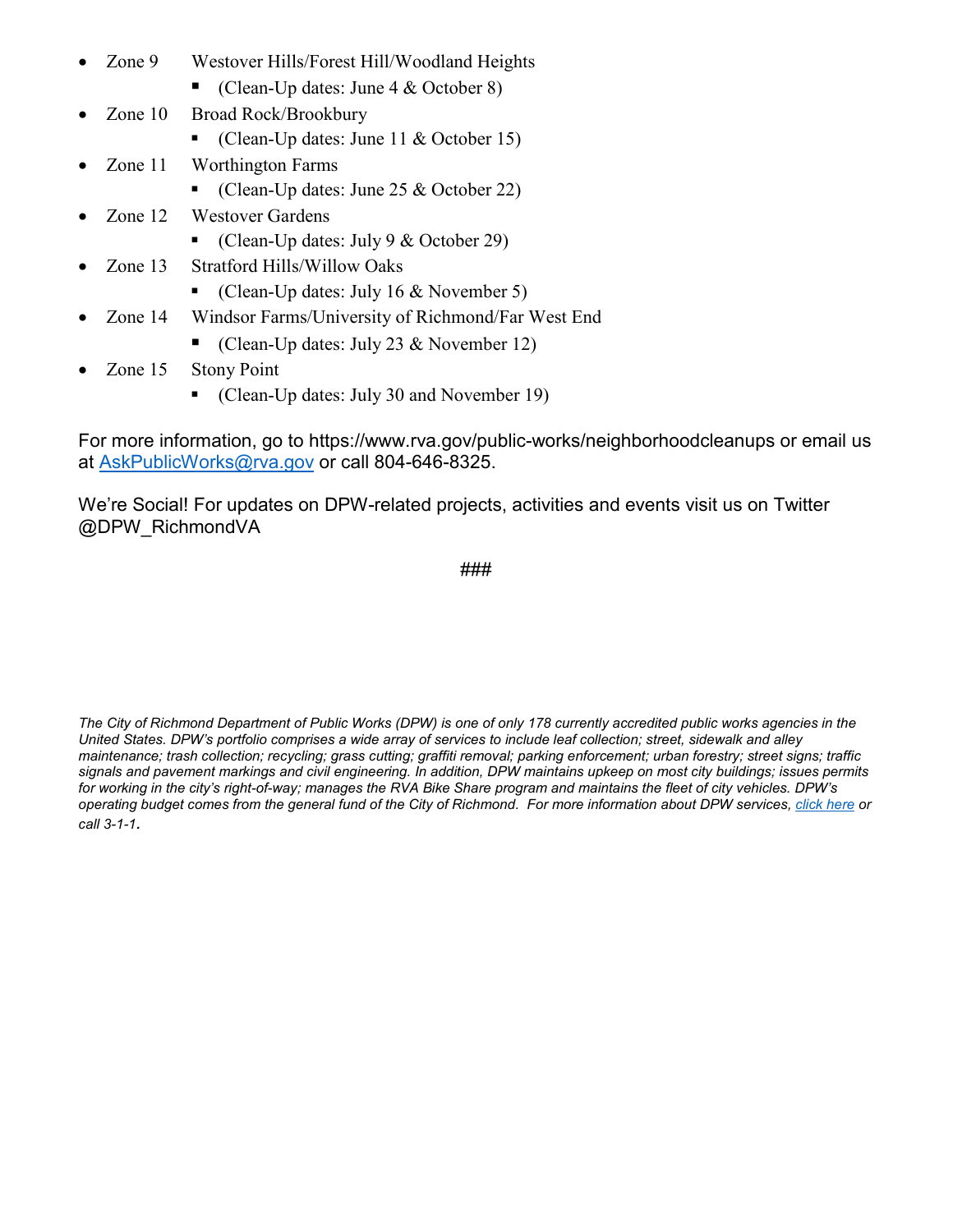- Zone 9 Westover Hills/Forest Hill/Woodland Heights
  - (Clean-Up dates: June 4 & October 8)
- Zone 10 Broad Rock/Brookbury
  - (Clean-Up dates: June 11 & October 15)
- Zone 11 Worthington Farms
  - (Clean-Up dates: June 25 & October 22)
- Zone 12 Westover Gardens
  - (Clean-Up dates: July 9 & October 29)
- Zone 13 Stratford Hills/Willow Oaks
  - (Clean-Up dates: July 16 & November 5)
- Zone 14 Windsor Farms/University of Richmond/Far West End
  - (Clean-Up dates: July 23 & November 12)
- Zone 15 Stony Point
  - (Clean-Up dates: July 30 and November 19)

For more information, go to https://www.rva.gov/public-works/neighborhoodcleanups or email us at AskPublicWorks@rva.gov or call 804-646-8325.

We're Social! For updates on DPW-related projects, activities and events visit us on Twitter @DPW_RichmondVA

###

*The City of Richmond Department of Public Works (DPW) is one of only 178 currently accredited public works agencies in the United States. DPW's portfolio comprises a wide array of services to include leaf collection; street, sidewalk and alley maintenance; trash collection; recycling; grass cutting; graffiti removal; parking enforcement; urban forestry; street signs; traffic signals and pavement markings and civil engineering. In addition, DPW maintains upkeep on most city buildings; issues permits for working in the city's right-of-way; manages the RVA Bike Share program and maintains the fleet of city vehicles. DPW's operating budget comes from the general fund of the City of Richmond. For more information about DPW services, click here or call 3-1-1.*